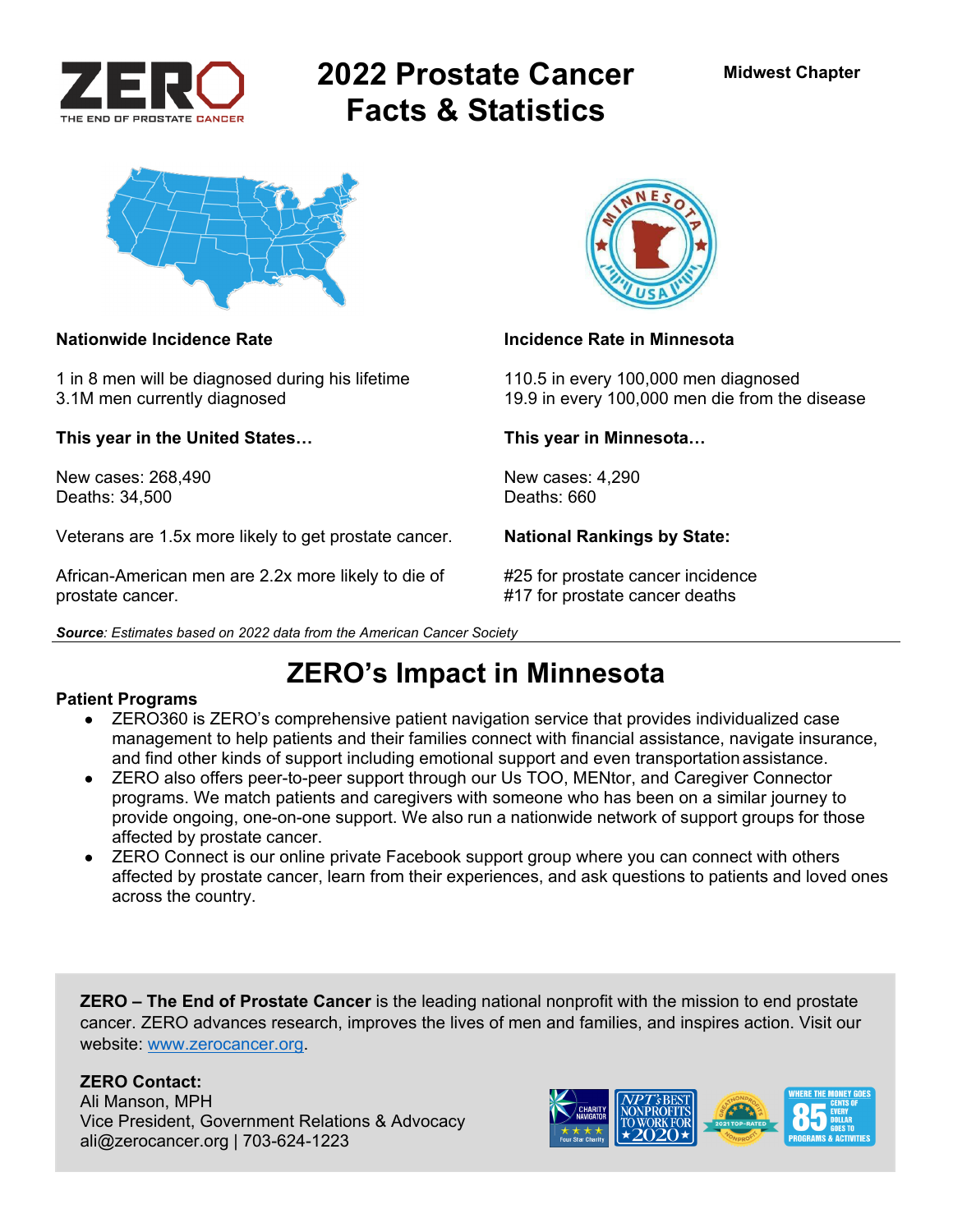ZERO — THE END OF PROSTATE CANCER

# 2022 Prostate Cancer Facts & Statistics

**Midwest Chapter**

**Nationwide Incidence Rate**

1 in 8 men will be diagnosed during his lifetime
3.1M men currently diagnosed

**This year in the United States…**

New cases: 268,490
Deaths: 34,500

Veterans are 1.5x more likely to get prostate cancer.

African-American men are 2.2x more likely to die of prostate cancer.

**Incidence Rate in Minnesota**

110.5 in every 100,000 men diagnosed
19.9 in every 100,000 men die from the disease

**This year in Minnesota…**

New cases: 4,290
Deaths: 660

**National Rankings by State:**

#25 for prostate cancer incidence
#17 for prostate cancer deaths

***Source**: Estimates based on 2022 data from the American Cancer Society*

## ZERO's Impact in Minnesota

**Patient Programs**

- ZERO360 is ZERO's comprehensive patient navigation service that provides individualized case management to help patients and their families connect with financial assistance, navigate insurance, and find other kinds of support including emotional support and even transportation assistance.
- ZERO also offers peer-to-peer support through our Us TOO, MENtor, and Caregiver Connector programs. We match patients and caregivers with someone who has been on a similar journey to provide ongoing, one-on-one support. We also run a nationwide network of support groups for those affected by prostate cancer.
- ZERO Connect is our online private Facebook support group where you can connect with others affected by prostate cancer, learn from their experiences, and ask questions to patients and loved ones across the country.

**ZERO – The End of Prostate Cancer** is the leading national nonprofit with the mission to end prostate cancer. ZERO advances research, improves the lives of men and families, and inspires action. Visit our website: www.zerocancer.org.

**ZERO Contact:**
Ali Manson, MPH
Vice President, Government Relations & Advocacy
ali@zerocancer.org | 703-624-1223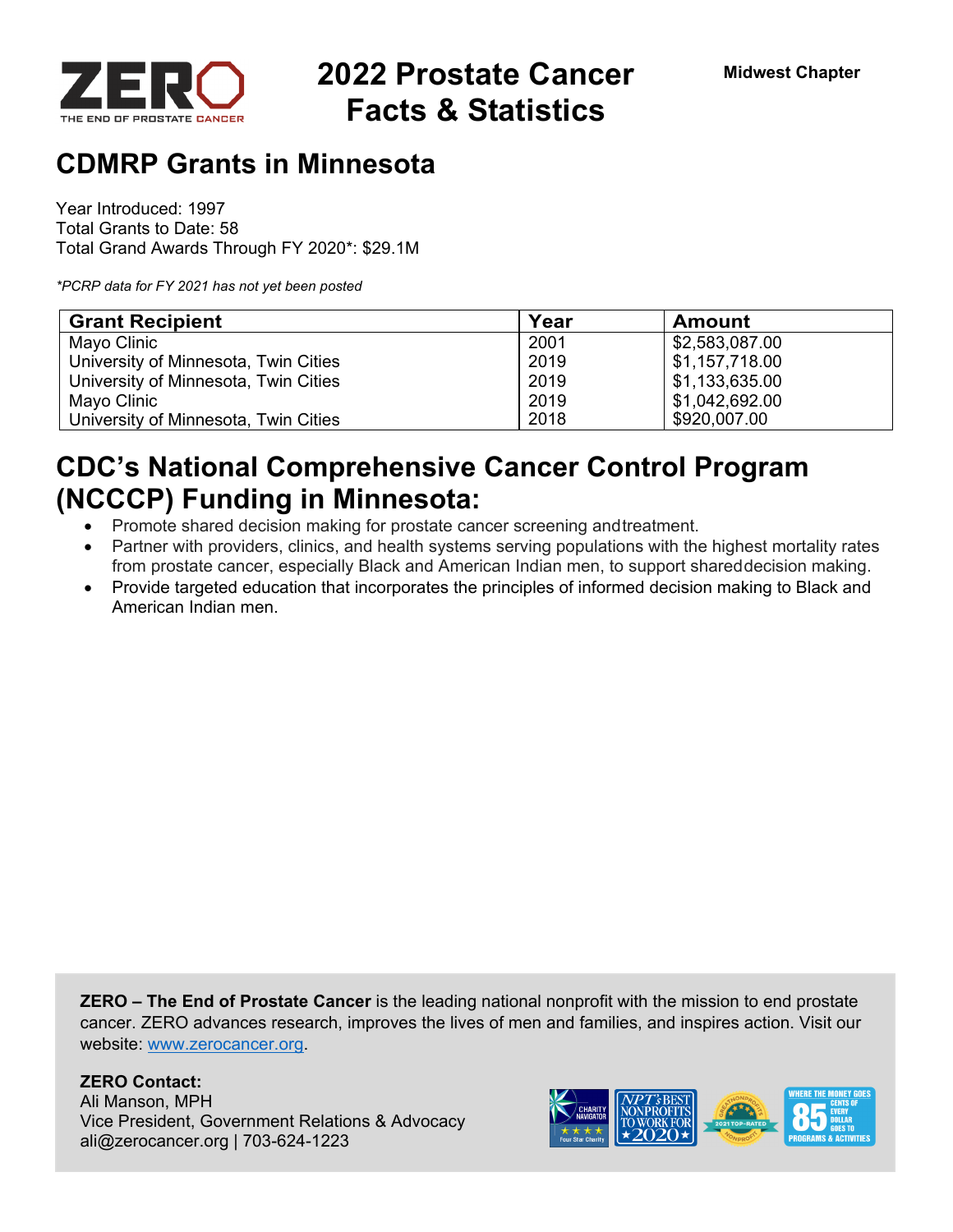# 2022 Prostate Cancer Facts & Statistics

**Midwest Chapter**

## CDMRP Grants in Minnesota

Year Introduced: 1997
Total Grants to Date: 58
Total Grand Awards Through FY 2020*: $29.1M

*\*PCRP data for FY 2021 has not yet been posted*

| Grant Recipient | Year | Amount |
|---|---|---|
| Mayo Clinic | 2001 | $2,583,087.00 |
| University of Minnesota, Twin Cities | 2019 | $1,157,718.00 |
| University of Minnesota, Twin Cities | 2019 | $1,133,635.00 |
| Mayo Clinic | 2019 | $1,042,692.00 |
| University of Minnesota, Twin Cities | 2018 | $920,007.00 |

## CDC's National Comprehensive Cancer Control Program (NCCCP) Funding in Minnesota:

- Promote shared decision making for prostate cancer screening and treatment.
- Partner with providers, clinics, and health systems serving populations with the highest mortality rates from prostate cancer, especially Black and American Indian men, to support shared decision making.
- Provide targeted education that incorporates the principles of informed decision making to Black and American Indian men.

**ZERO – The End of Prostate Cancer** is the leading national nonprofit with the mission to end prostate cancer. ZERO advances research, improves the lives of men and families, and inspires action. Visit our website: www.zerocancer.org.

**ZERO Contact:**
Ali Manson, MPH
Vice President, Government Relations & Advocacy
ali@zerocancer.org | 703-624-1223